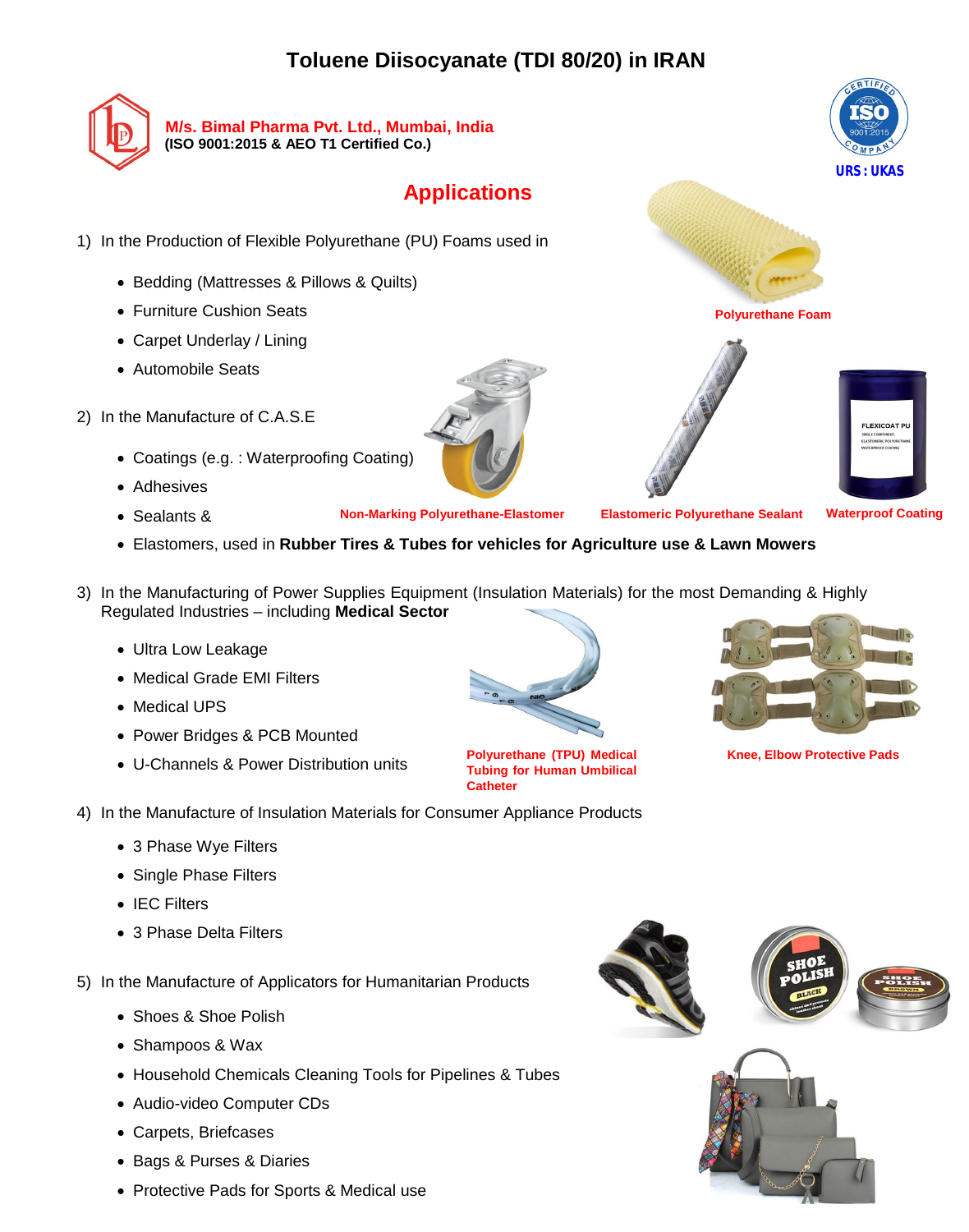# Toluene Diisocyanate (TDI 80/20) in IRAN

**M/s. Bimal Pharma Pvt. Ltd., Mumbai, India**
**(ISO 9001:2015 & AEO T1 Certified Co.)**

## Applications

1) In the Production of Flexible Polyurethane (PU) Foams used in

- Bedding (Mattresses & Pillows & Quilts)
- Furniture Cushion Seats
- Carpet Underlay / Lining
- Automobile Seats

Polyurethane Foam

2) In the Manufacture of C.A.S.E

- Coatings (e.g. : Waterproofing Coating)
- Adhesives
- Sealants &
- Elastomers, used in **Rubber Tires & Tubes for vehicles for Agriculture use & Lawn Mowers**

Non-Marking Polyurethane-Elastomer

Elastomeric Polyurethane Sealant

Waterproof Coating

3) In the Manufacturing of Power Supplies Equipment (Insulation Materials) for the most Demanding & Highly Regulated Industries – including **Medical Sector**

- Ultra Low Leakage
- Medical Grade EMI Filters
- Medical UPS
- Power Bridges & PCB Mounted
- U-Channels & Power Distribution units

Polyurethane (TPU) Medical Tubing for Human Umbilical Catheter

Knee, Elbow Protective Pads

4) In the Manufacture of Insulation Materials for Consumer Appliance Products

- 3 Phase Wye Filters
- Single Phase Filters
- IEC Filters
- 3 Phase Delta Filters

5) In the Manufacture of Applicators for Humanitarian Products

- Shoes & Shoe Polish
- Shampoos & Wax
- Household Chemicals Cleaning Tools for Pipelines & Tubes
- Audio-video Computer CDs
- Carpets, Briefcases
- Bags & Purses & Diaries
- Protective Pads for Sports & Medical use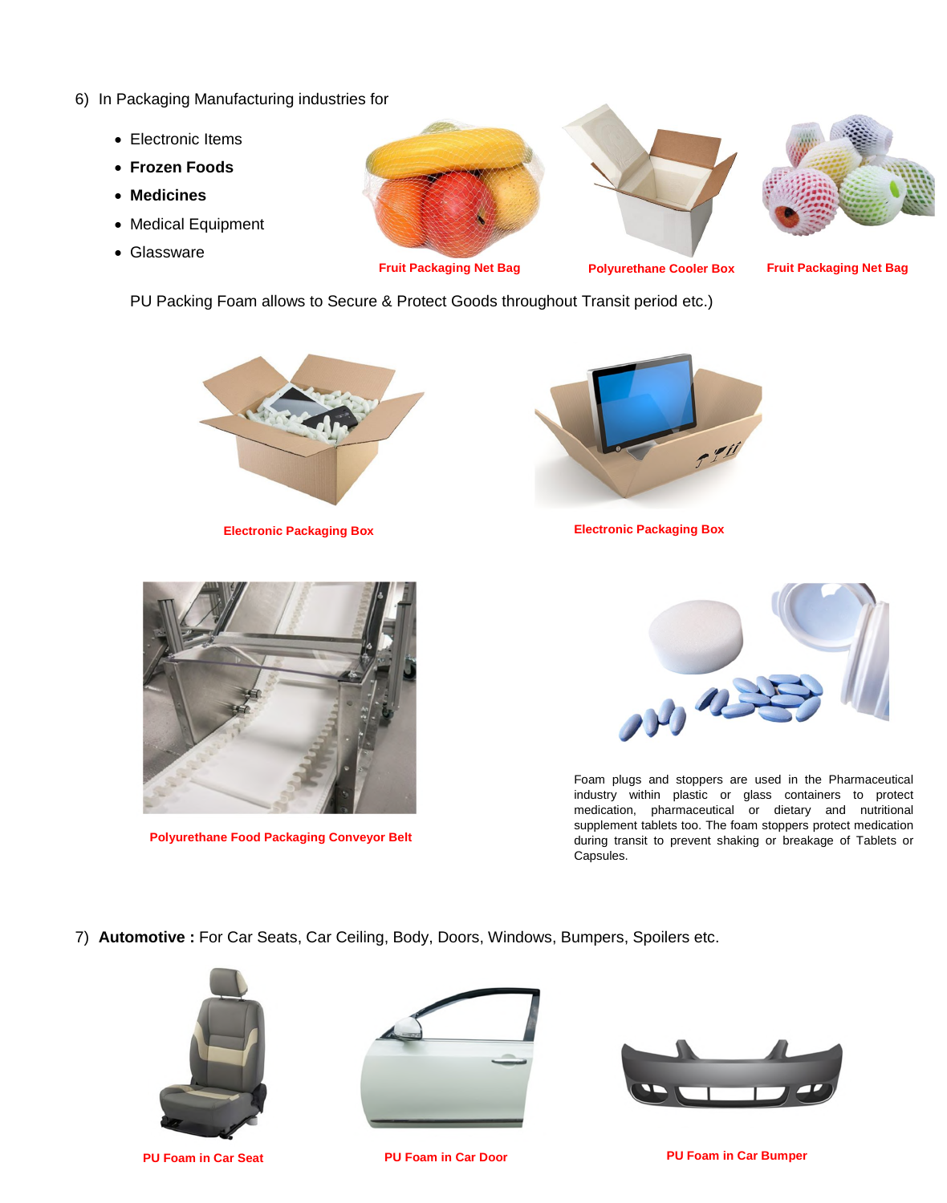6) In Packaging Manufacturing industries for

- Electronic Items
- **Frozen Foods**
- **Medicines**
- Medical Equipment
- Glassware

**Fruit Packaging Net Bag**

**Polyurethane Cooler Box**

**Fruit Packaging Net Bag**

PU Packing Foam allows to Secure & Protect Goods throughout Transit period etc.)

**Electronic Packaging Box**

**Electronic Packaging Box**

**Polyurethane Food Packaging Conveyor Belt**

Foam plugs and stoppers are used in the Pharmaceutical industry within plastic or glass containers to protect medication, pharmaceutical or dietary and nutritional supplement tablets too. The foam stoppers protect medication during transit to prevent shaking or breakage of Tablets or Capsules.

7) **Automotive :** For Car Seats, Car Ceiling, Body, Doors, Windows, Bumpers, Spoilers etc.

**PU Foam in Car Seat**

**PU Foam in Car Door**

**PU Foam in Car Bumper**